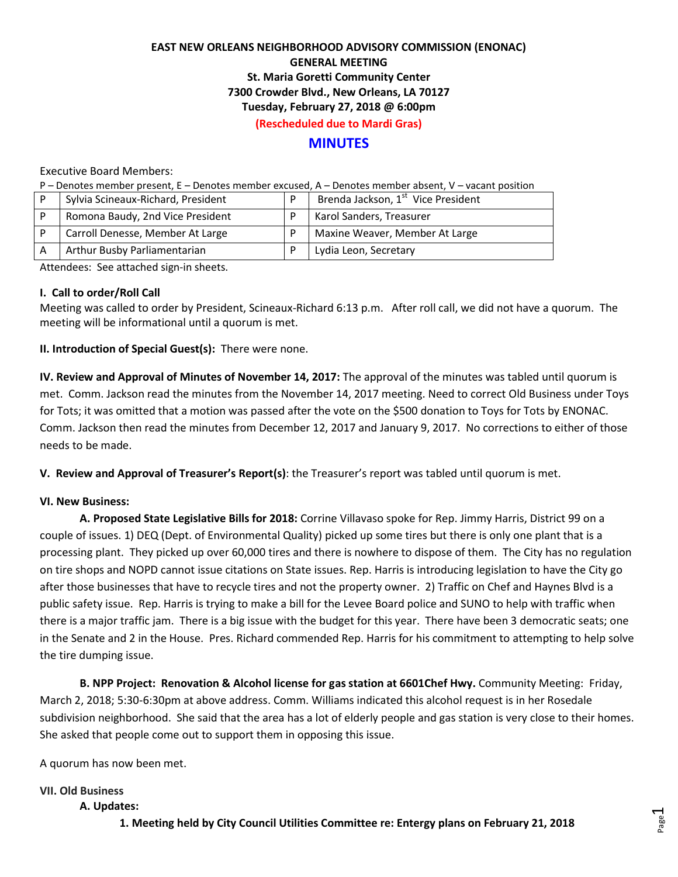# EAST NEW ORLEANS NEIGHBORHOOD ADVISORY COMMISSION (ENONAC)

**GENERAL MEETING**
**St. Maria Goretti Community Center**
**7300 Crowder Blvd., New Orleans, LA 70127**
**Tuesday, February 27, 2018 @ 6:00pm**
**(Rescheduled due to Mardi Gras)**

## MINUTES

Executive Board Members:

P – Denotes member present, E – Denotes member excused, A – Denotes member absent, V – vacant position

| | | | |
|---|---|---|---|
| P | Sylvia Scineaux-Richard, President | P | Brenda Jackson, 1st Vice President |
| P | Romona Baudy, 2nd Vice President | P | Karol Sanders, Treasurer |
| P | Carroll Denesse, Member At Large | P | Maxine Weaver, Member At Large |
| A | Arthur Busby Parliamentarian | P | Lydia Leon, Secretary |

Attendees: See attached sign-in sheets.

**I. Call to order/Roll Call**

Meeting was called to order by President, Scineaux-Richard 6:13 p.m. After roll call, we did not have a quorum. The meeting will be informational until a quorum is met.

**II. Introduction of Special Guest(s):** There were none.

**IV. Review and Approval of Minutes of November 14, 2017:** The approval of the minutes was tabled until quorum is met. Comm. Jackson read the minutes from the November 14, 2017 meeting. Need to correct Old Business under Toys for Tots; it was omitted that a motion was passed after the vote on the $500 donation to Toys for Tots by ENONAC. Comm. Jackson then read the minutes from December 12, 2017 and January 9, 2017. No corrections to either of those needs to be made.

**V. Review and Approval of Treasurer's Report(s)**: the Treasurer's report was tabled until quorum is met.

**VI. New Business:**

**A. Proposed State Legislative Bills for 2018:** Corrine Villavaso spoke for Rep. Jimmy Harris, District 99 on a couple of issues. 1) DEQ (Dept. of Environmental Quality) picked up some tires but there is only one plant that is a processing plant. They picked up over 60,000 tires and there is nowhere to dispose of them. The City has no regulation on tire shops and NOPD cannot issue citations on State issues. Rep. Harris is introducing legislation to have the City go after those businesses that have to recycle tires and not the property owner. 2) Traffic on Chef and Haynes Blvd is a public safety issue. Rep. Harris is trying to make a bill for the Levee Board police and SUNO to help with traffic when there is a major traffic jam. There is a big issue with the budget for this year. There have been 3 democratic seats; one in the Senate and 2 in the House. Pres. Richard commended Rep. Harris for his commitment to attempting to help solve the tire dumping issue.

**B. NPP Project: Renovation & Alcohol license for gas station at 6601Chef Hwy.** Community Meeting: Friday, March 2, 2018; 5:30-6:30pm at above address. Comm. Williams indicated this alcohol request is in her Rosedale subdivision neighborhood. She said that the area has a lot of elderly people and gas station is very close to their homes. She asked that people come out to support them in opposing this issue.

A quorum has now been met.

**VII. Old Business**

**A. Updates:**

**1. Meeting held by City Council Utilities Committee re: Entergy plans on February 21, 2018**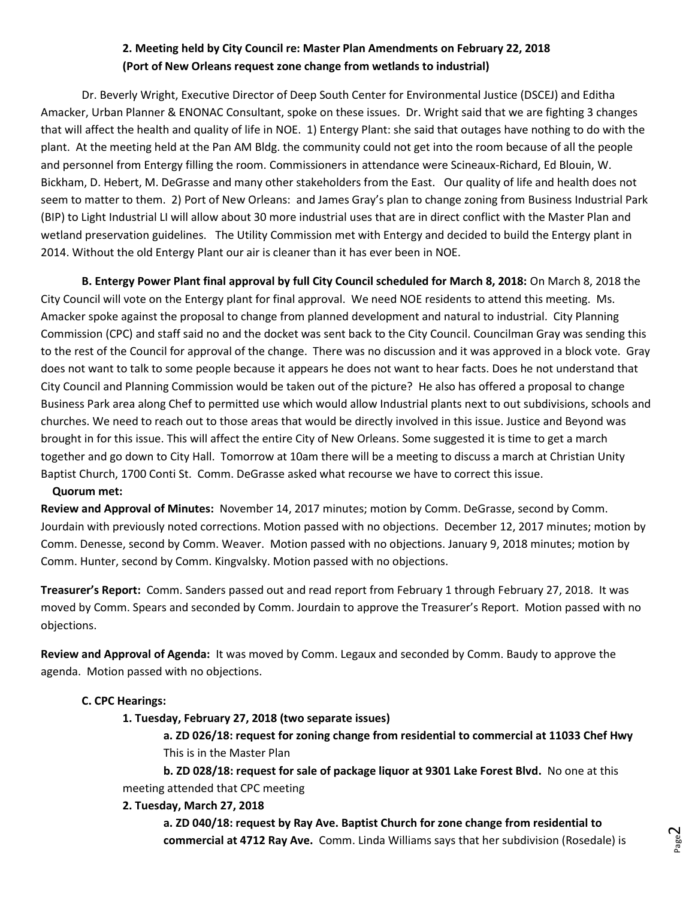**2. Meeting held by City Council re: Master Plan Amendments on February 22, 2018 (Port of New Orleans request zone change from wetlands to industrial)**

Dr. Beverly Wright, Executive Director of Deep South Center for Environmental Justice (DSCEJ) and Editha Amacker, Urban Planner & ENONAC Consultant, spoke on these issues. Dr. Wright said that we are fighting 3 changes that will affect the health and quality of life in NOE. 1) Entergy Plant: she said that outages have nothing to do with the plant. At the meeting held at the Pan AM Bldg. the community could not get into the room because of all the people and personnel from Entergy filling the room. Commissioners in attendance were Scineaux-Richard, Ed Blouin, W. Bickham, D. Hebert, M. DeGrasse and many other stakeholders from the East. Our quality of life and health does not seem to matter to them. 2) Port of New Orleans: and James Gray's plan to change zoning from Business Industrial Park (BIP) to Light Industrial LI will allow about 30 more industrial uses that are in direct conflict with the Master Plan and wetland preservation guidelines. The Utility Commission met with Entergy and decided to build the Entergy plant in 2014. Without the old Entergy Plant our air is cleaner than it has ever been in NOE.

**B. Entergy Power Plant final approval by full City Council scheduled for March 8, 2018:** On March 8, 2018 the City Council will vote on the Entergy plant for final approval. We need NOE residents to attend this meeting. Ms. Amacker spoke against the proposal to change from planned development and natural to industrial. City Planning Commission (CPC) and staff said no and the docket was sent back to the City Council. Councilman Gray was sending this to the rest of the Council for approval of the change. There was no discussion and it was approved in a block vote. Gray does not want to talk to some people because it appears he does not want to hear facts. Does he not understand that City Council and Planning Commission would be taken out of the picture? He also has offered a proposal to change Business Park area along Chef to permitted use which would allow Industrial plants next to out subdivisions, schools and churches. We need to reach out to those areas that would be directly involved in this issue. Justice and Beyond was brought in for this issue. This will affect the entire City of New Orleans. Some suggested it is time to get a march together and go down to City Hall. Tomorrow at 10am there will be a meeting to discuss a march at Christian Unity Baptist Church, 1700 Conti St. Comm. DeGrasse asked what recourse we have to correct this issue.

**Quorum met:**

**Review and Approval of Minutes:** November 14, 2017 minutes; motion by Comm. DeGrasse, second by Comm. Jourdain with previously noted corrections. Motion passed with no objections. December 12, 2017 minutes; motion by Comm. Denesse, second by Comm. Weaver. Motion passed with no objections. January 9, 2018 minutes; motion by Comm. Hunter, second by Comm. Kingvalsky. Motion passed with no objections.

**Treasurer's Report:** Comm. Sanders passed out and read report from February 1 through February 27, 2018. It was moved by Comm. Spears and seconded by Comm. Jourdain to approve the Treasurer's Report. Motion passed with no objections.

**Review and Approval of Agenda:** It was moved by Comm. Legaux and seconded by Comm. Baudy to approve the agenda. Motion passed with no objections.

**C. CPC Hearings:**

**1. Tuesday, February 27, 2018 (two separate issues)**

**a. ZD 026/18: request for zoning change from residential to commercial at 11033 Chef Hwy** This is in the Master Plan

**b. ZD 028/18: request for sale of package liquor at 9301 Lake Forest Blvd.** No one at this meeting attended that CPC meeting

**2. Tuesday, March 27, 2018**

**a. ZD 040/18: request by Ray Ave. Baptist Church for zone change from residential to commercial at 4712 Ray Ave.** Comm. Linda Williams says that her subdivision (Rosedale) is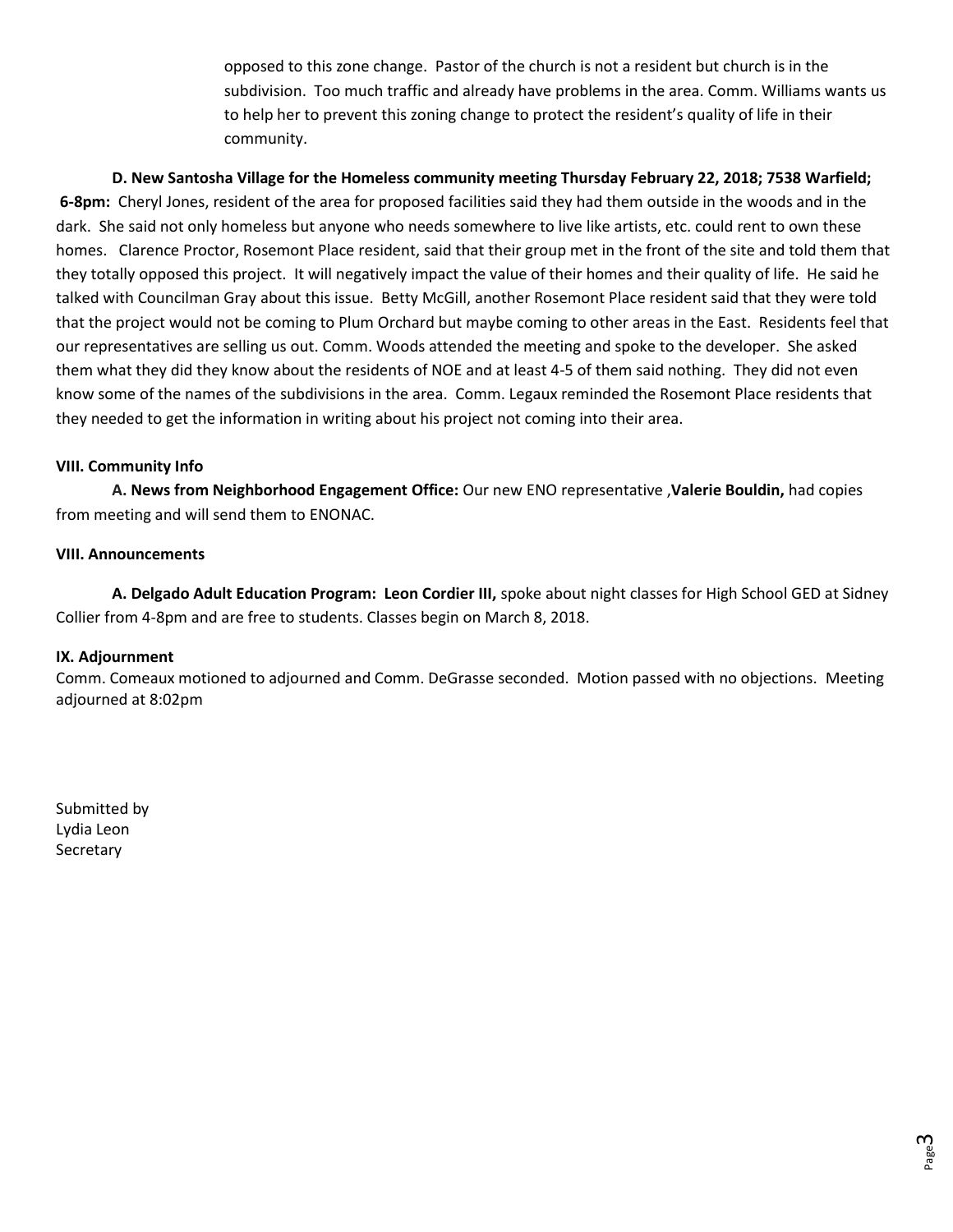opposed to this zone change. Pastor of the church is not a resident but church is in the subdivision. Too much traffic and already have problems in the area. Comm. Williams wants us to help her to prevent this zoning change to protect the resident's quality of life in their community.

**D. New Santosha Village for the Homeless community meeting Thursday February 22, 2018; 7538 Warfield; 6-8pm:** Cheryl Jones, resident of the area for proposed facilities said they had them outside in the woods and in the dark. She said not only homeless but anyone who needs somewhere to live like artists, etc. could rent to own these homes. Clarence Proctor, Rosemont Place resident, said that their group met in the front of the site and told them that they totally opposed this project. It will negatively impact the value of their homes and their quality of life. He said he talked with Councilman Gray about this issue. Betty McGill, another Rosemont Place resident said that they were told that the project would not be coming to Plum Orchard but maybe coming to other areas in the East. Residents feel that our representatives are selling us out. Comm. Woods attended the meeting and spoke to the developer. She asked them what they did they know about the residents of NOE and at least 4-5 of them said nothing. They did not even know some of the names of the subdivisions in the area. Comm. Legaux reminded the Rosemont Place residents that they needed to get the information in writing about his project not coming into their area.

**VIII. Community Info**

**A. News from Neighborhood Engagement Office:** Our new ENO representative ,**Valerie Bouldin,** had copies from meeting and will send them to ENONAC.

**VIII. Announcements**

**A. Delgado Adult Education Program: Leon Cordier III,** spoke about night classes for High School GED at Sidney Collier from 4-8pm and are free to students. Classes begin on March 8, 2018.

**IX. Adjournment**

Comm. Comeaux motioned to adjourned and Comm. DeGrasse seconded. Motion passed with no objections. Meeting adjourned at 8:02pm

Submitted by
Lydia Leon
Secretary